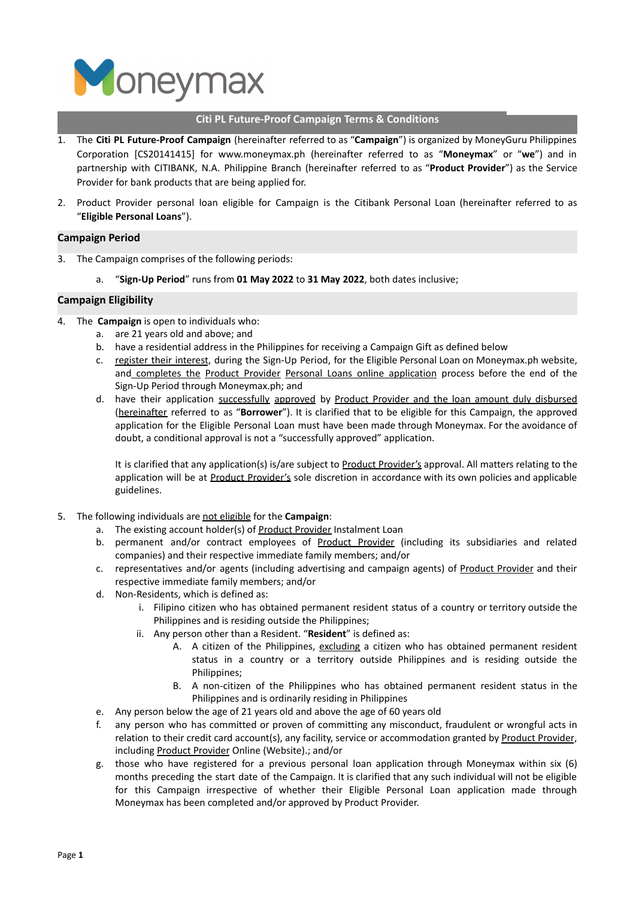Moneymax

## Citi PL Future-Proof Campaign Terms & Conditions

1. The **Citi PL Future-Proof Campaign** (hereinafter referred to as "**Campaign**") is organized by MoneyGuru Philippines Corporation [CS20141415] for www.moneymax.ph (hereinafter referred to as "**Moneymax**" or "**we**") and in partnership with CITIBANK, N.A. Philippine Branch (hereinafter referred to as "**Product Provider**") as the Service Provider for bank products that are being applied for.
2. Product Provider personal loan eligible for Campaign is the Citibank Personal Loan (hereinafter referred to as "**Eligible Personal Loans**").

### Campaign Period

3. The Campaign comprises of the following periods:
    a. "**Sign-Up Period**" runs from **01 May 2022** to **31 May 2022**, both dates inclusive;

### Campaign Eligibility

4. The **Campaign** is open to individuals who:
    a. are 21 years old and above; and
    b. have a residential address in the Philippines for receiving a Campaign Gift as defined below
    c. register their interest, during the Sign-Up Period, for the Eligible Personal Loan on Moneymax.ph website, and completes the Product Provider Personal Loans online application process before the end of the Sign-Up Period through Moneymax.ph; and
    d. have their application successfully approved by Product Provider and the loan amount duly disbursed (hereinafter referred to as "**Borrower**"). It is clarified that to be eligible for this Campaign, the approved application for the Eligible Personal Loan must have been made through Moneymax. For the avoidance of doubt, a conditional approval is not a "successfully approved" application.

       It is clarified that any application(s) is/are subject to Product Provider's approval. All matters relating to the application will be at Product Provider's sole discretion in accordance with its own policies and applicable guidelines.

5. The following individuals are not eligible for the **Campaign**:
    a. The existing account holder(s) of Product Provider Instalment Loan
    b. permanent and/or contract employees of Product Provider (including its subsidiaries and related companies) and their respective immediate family members; and/or
    c. representatives and/or agents (including advertising and campaign agents) of Product Provider and their respective immediate family members; and/or
    d. Non-Residents, which is defined as:
        i. Filipino citizen who has obtained permanent resident status of a country or territory outside the Philippines and is residing outside the Philippines;
        ii. Any person other than a Resident. "**Resident**" is defined as:
            A. A citizen of the Philippines, excluding a citizen who has obtained permanent resident status in a country or a territory outside Philippines and is residing outside the Philippines;
            B. A non-citizen of the Philippines who has obtained permanent resident status in the Philippines and is ordinarily residing in Philippines
    e. Any person below the age of 21 years old and above the age of 60 years old
    f. any person who has committed or proven of committing any misconduct, fraudulent or wrongful acts in relation to their credit card account(s), any facility, service or accommodation granted by Product Provider, including Product Provider Online (Website).; and/or
    g. those who have registered for a previous personal loan application through Moneymax within six (6) months preceding the start date of the Campaign. It is clarified that any such individual will not be eligible for this Campaign irrespective of whether their Eligible Personal Loan application made through Moneymax has been completed and/or approved by Product Provider.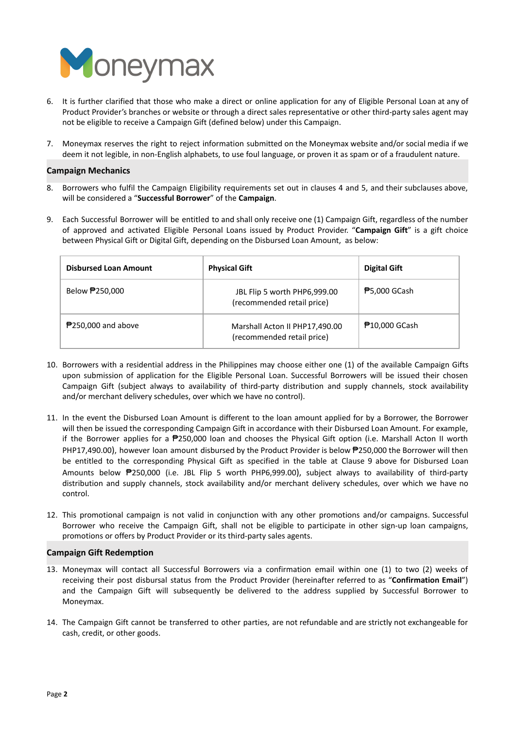6. It is further clarified that those who make a direct or online application for any of Eligible Personal Loan at any of Product Provider's branches or website or through a direct sales representative or other third-party sales agent may not be eligible to receive a Campaign Gift (defined below) under this Campaign.

7. Moneymax reserves the right to reject information submitted on the Moneymax website and/or social media if we deem it not legible, in non-English alphabets, to use foul language, or proven it as spam or of a fraudulent nature.

## Campaign Mechanics

8. Borrowers who fulfil the Campaign Eligibility requirements set out in clauses 4 and 5, and their subclauses above, will be considered a "**Successful Borrower**" of the **Campaign**.

9. Each Successful Borrower will be entitled to and shall only receive one (1) Campaign Gift, regardless of the number of approved and activated Eligible Personal Loans issued by Product Provider. "**Campaign Gift**" is a gift choice between Physical Gift or Digital Gift, depending on the Disbursed Loan Amount, as below:

| Disbursed Loan Amount | Physical Gift | Digital Gift |
|---|---|---|
| Below ₱250,000 | JBL Flip 5 worth PHP6,999.00 (recommended retail price) | ₱5,000 GCash |
| ₱250,000 and above | Marshall Acton II PHP17,490.00 (recommended retail price) | ₱10,000 GCash |

10. Borrowers with a residential address in the Philippines may choose either one (1) of the available Campaign Gifts upon submission of application for the Eligible Personal Loan. Successful Borrowers will be issued their chosen Campaign Gift (subject always to availability of third-party distribution and supply channels, stock availability and/or merchant delivery schedules, over which we have no control).

11. In the event the Disbursed Loan Amount is different to the loan amount applied for by a Borrower, the Borrower will then be issued the corresponding Campaign Gift in accordance with their Disbursed Loan Amount. For example, if the Borrower applies for a ₱250,000 loan and chooses the Physical Gift option (i.e. Marshall Acton II worth PHP17,490.00), however loan amount disbursed by the Product Provider is below ₱250,000 the Borrower will then be entitled to the corresponding Physical Gift as specified in the table at Clause 9 above for Disbursed Loan Amounts below ₱250,000 (i.e. JBL Flip 5 worth PHP6,999.00), subject always to availability of third-party distribution and supply channels, stock availability and/or merchant delivery schedules, over which we have no control.

12. This promotional campaign is not valid in conjunction with any other promotions and/or campaigns. Successful Borrower who receive the Campaign Gift, shall not be eligible to participate in other sign-up loan campaigns, promotions or offers by Product Provider or its third-party sales agents.

## Campaign Gift Redemption

13. Moneymax will contact all Successful Borrowers via a confirmation email within one (1) to two (2) weeks of receiving their post disbursal status from the Product Provider (hereinafter referred to as "**Confirmation Email**") and the Campaign Gift will subsequently be delivered to the address supplied by Successful Borrower to Moneymax.

14. The Campaign Gift cannot be transferred to other parties, are not refundable and are strictly not exchangeable for cash, credit, or other goods.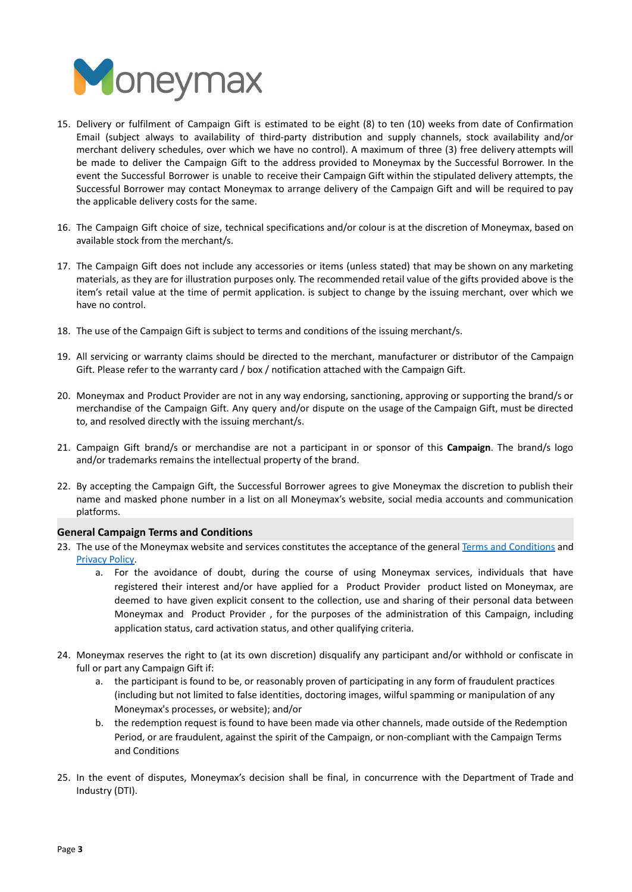15. Delivery or fulfilment of Campaign Gift is estimated to be eight (8) to ten (10) weeks from date of Confirmation Email (subject always to availability of third-party distribution and supply channels, stock availability and/or merchant delivery schedules, over which we have no control). A maximum of three (3) free delivery attempts will be made to deliver the Campaign Gift to the address provided to Moneymax by the Successful Borrower. In the event the Successful Borrower is unable to receive their Campaign Gift within the stipulated delivery attempts, the Successful Borrower may contact Moneymax to arrange delivery of the Campaign Gift and will be required to pay the applicable delivery costs for the same.

16. The Campaign Gift choice of size, technical specifications and/or colour is at the discretion of Moneymax, based on available stock from the merchant/s.

17. The Campaign Gift does not include any accessories or items (unless stated) that may be shown on any marketing materials, as they are for illustration purposes only. The recommended retail value of the gifts provided above is the item's retail value at the time of permit application. is subject to change by the issuing merchant, over which we have no control.

18. The use of the Campaign Gift is subject to terms and conditions of the issuing merchant/s.

19. All servicing or warranty claims should be directed to the merchant, manufacturer or distributor of the Campaign Gift. Please refer to the warranty card / box / notification attached with the Campaign Gift.

20. Moneymax and Product Provider are not in any way endorsing, sanctioning, approving or supporting the brand/s or merchandise of the Campaign Gift. Any query and/or dispute on the usage of the Campaign Gift, must be directed to, and resolved directly with the issuing merchant/s.

21. Campaign Gift brand/s or merchandise are not a participant in or sponsor of this **Campaign**. The brand/s logo and/or trademarks remains the intellectual property of the brand.

22. By accepting the Campaign Gift, the Successful Borrower agrees to give Moneymax the discretion to publish their name and masked phone number in a list on all Moneymax's website, social media accounts and communication platforms.

### General Campaign Terms and Conditions

23. The use of the Moneymax website and services constitutes the acceptance of the general Terms and Conditions and Privacy Policy.
    a. For the avoidance of doubt, during the course of using Moneymax services, individuals that have registered their interest and/or have applied for a Product Provider product listed on Moneymax, are deemed to have given explicit consent to the collection, use and sharing of their personal data between Moneymax and Product Provider , for the purposes of the administration of this Campaign, including application status, card activation status, and other qualifying criteria.

24. Moneymax reserves the right to (at its own discretion) disqualify any participant and/or withhold or confiscate in full or part any Campaign Gift if:
    a. the participant is found to be, or reasonably proven of participating in any form of fraudulent practices (including but not limited to false identities, doctoring images, wilful spamming or manipulation of any Moneymax's processes, or website); and/or
    b. the redemption request is found to have been made via other channels, made outside of the Redemption Period, or are fraudulent, against the spirit of the Campaign, or non-compliant with the Campaign Terms and Conditions

25. In the event of disputes, Moneymax's decision shall be final, in concurrence with the Department of Trade and Industry (DTI).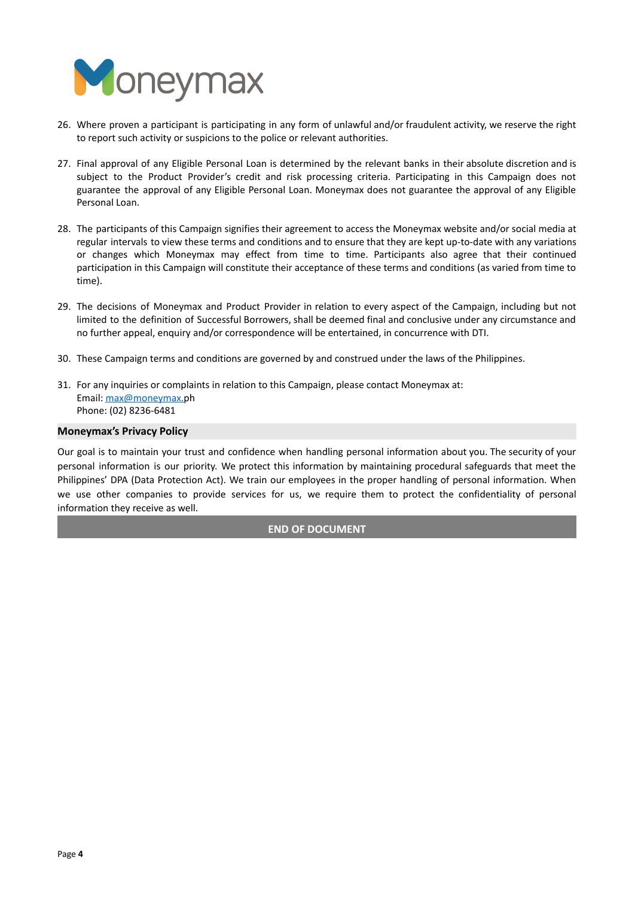26. Where proven a participant is participating in any form of unlawful and/or fraudulent activity, we reserve the right to report such activity or suspicions to the police or relevant authorities.

27. Final approval of any Eligible Personal Loan is determined by the relevant banks in their absolute discretion and is subject to the Product Provider's credit and risk processing criteria. Participating in this Campaign does not guarantee the approval of any Eligible Personal Loan. Moneymax does not guarantee the approval of any Eligible Personal Loan.

28. The participants of this Campaign signifies their agreement to access the Moneymax website and/or social media at regular intervals to view these terms and conditions and to ensure that they are kept up-to-date with any variations or changes which Moneymax may effect from time to time. Participants also agree that their continued participation in this Campaign will constitute their acceptance of these terms and conditions (as varied from time to time).

29. The decisions of Moneymax and Product Provider in relation to every aspect of the Campaign, including but not limited to the definition of Successful Borrowers, shall be deemed final and conclusive under any circumstance and no further appeal, enquiry and/or correspondence will be entertained, in concurrence with DTI.

30. These Campaign terms and conditions are governed by and construed under the laws of the Philippines.

31. For any inquiries or complaints in relation to this Campaign, please contact Moneymax at:
    Email: max@moneymax.ph
    Phone: (02) 8236-6481

**Moneymax's Privacy Policy**

Our goal is to maintain your trust and confidence when handling personal information about you. The security of your personal information is our priority. We protect this information by maintaining procedural safeguards that meet the Philippines' DPA (Data Protection Act). We train our employees in the proper handling of personal information. When we use other companies to provide services for us, we require them to protect the confidentiality of personal information they receive as well.

**END OF DOCUMENT**